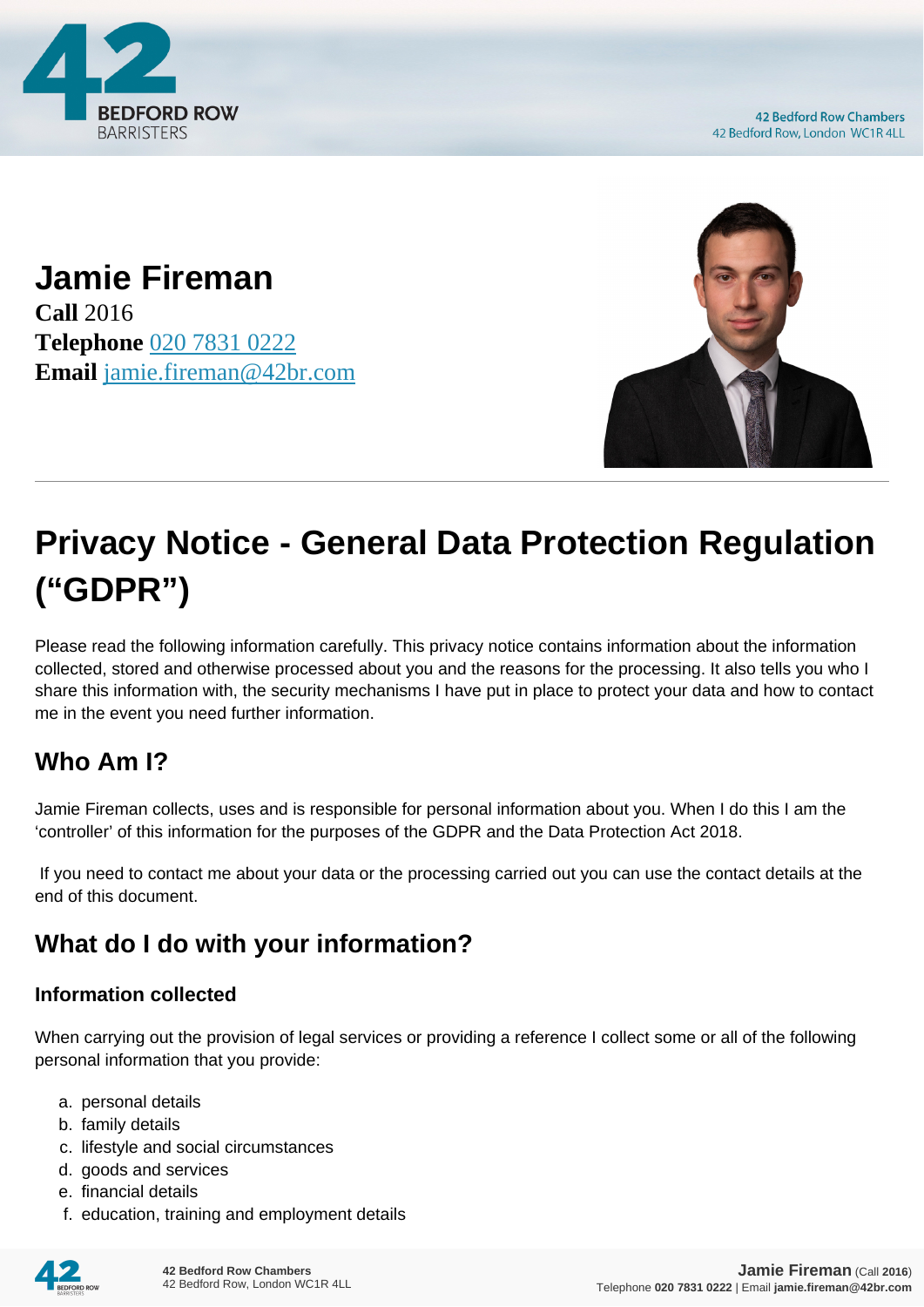# Jamie Fireman

**Call** 2016
**Telephone** 020 7831 0222
**Email** jamie.fireman@42br.com

# Privacy Notice - General Data Protection Regulation ("GDPR")

Please read the following information carefully. This privacy notice contains information about the information collected, stored and otherwise processed about you and the reasons for the processing. It also tells you who I share this information with, the security mechanisms I have put in place to protect your data and how to contact me in the event you need further information.

## Who Am I?

Jamie Fireman collects, uses and is responsible for personal information about you. When I do this I am the 'controller' of this information for the purposes of the GDPR and the Data Protection Act 2018.

If you need to contact me about your data or the processing carried out you can use the contact details at the end of this document.

## What do I do with your information?

### Information collected

When carrying out the provision of legal services or providing a reference I collect some or all of the following personal information that you provide:

a. personal details
b. family details
c. lifestyle and social circumstances
d. goods and services
e. financial details
f. education, training and employment details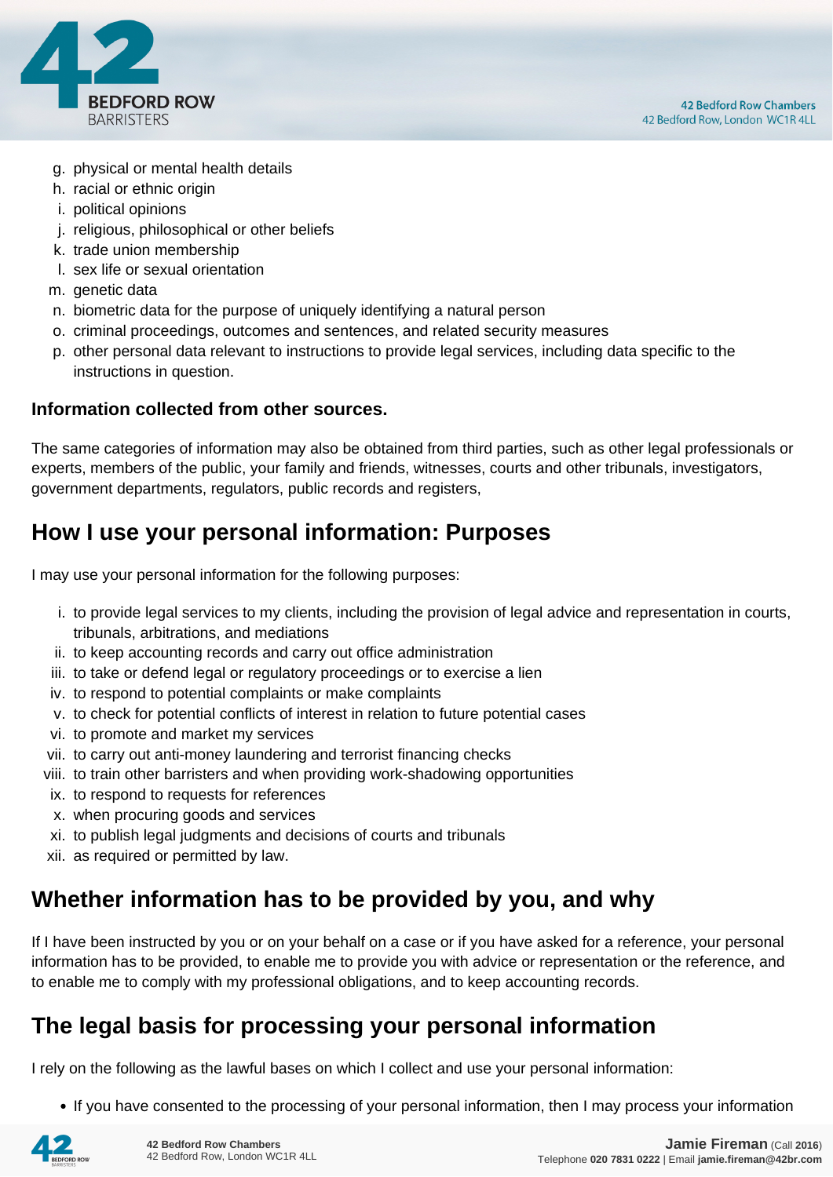g. physical or mental health details
h. racial or ethnic origin
i. political opinions
j. religious, philosophical or other beliefs
k. trade union membership
l. sex life or sexual orientation
m. genetic data
n. biometric data for the purpose of uniquely identifying a natural person
o. criminal proceedings, outcomes and sentences, and related security measures
p. other personal data relevant to instructions to provide legal services, including data specific to the instructions in question.

**Information collected from other sources.**

The same categories of information may also be obtained from third parties, such as other legal professionals or experts, members of the public, your family and friends, witnesses, courts and other tribunals, investigators, government departments, regulators, public records and registers,

## How I use your personal information: Purposes

I may use your personal information for the following purposes:

i. to provide legal services to my clients, including the provision of legal advice and representation in courts, tribunals, arbitrations, and mediations
ii. to keep accounting records and carry out office administration
iii. to take or defend legal or regulatory proceedings or to exercise a lien
iv. to respond to potential complaints or make complaints
v. to check for potential conflicts of interest in relation to future potential cases
vi. to promote and market my services
vii. to carry out anti-money laundering and terrorist financing checks
viii. to train other barristers and when providing work-shadowing opportunities
ix. to respond to requests for references
x. when procuring goods and services
xi. to publish legal judgments and decisions of courts and tribunals
xii. as required or permitted by law.

## Whether information has to be provided by you, and why

If I have been instructed by you or on your behalf on a case or if you have asked for a reference, your personal information has to be provided, to enable me to provide you with advice or representation or the reference, and to enable me to comply with my professional obligations, and to keep accounting records.

## The legal basis for processing your personal information

I rely on the following as the lawful bases on which I collect and use your personal information:

- If you have consented to the processing of your personal information, then I may process your information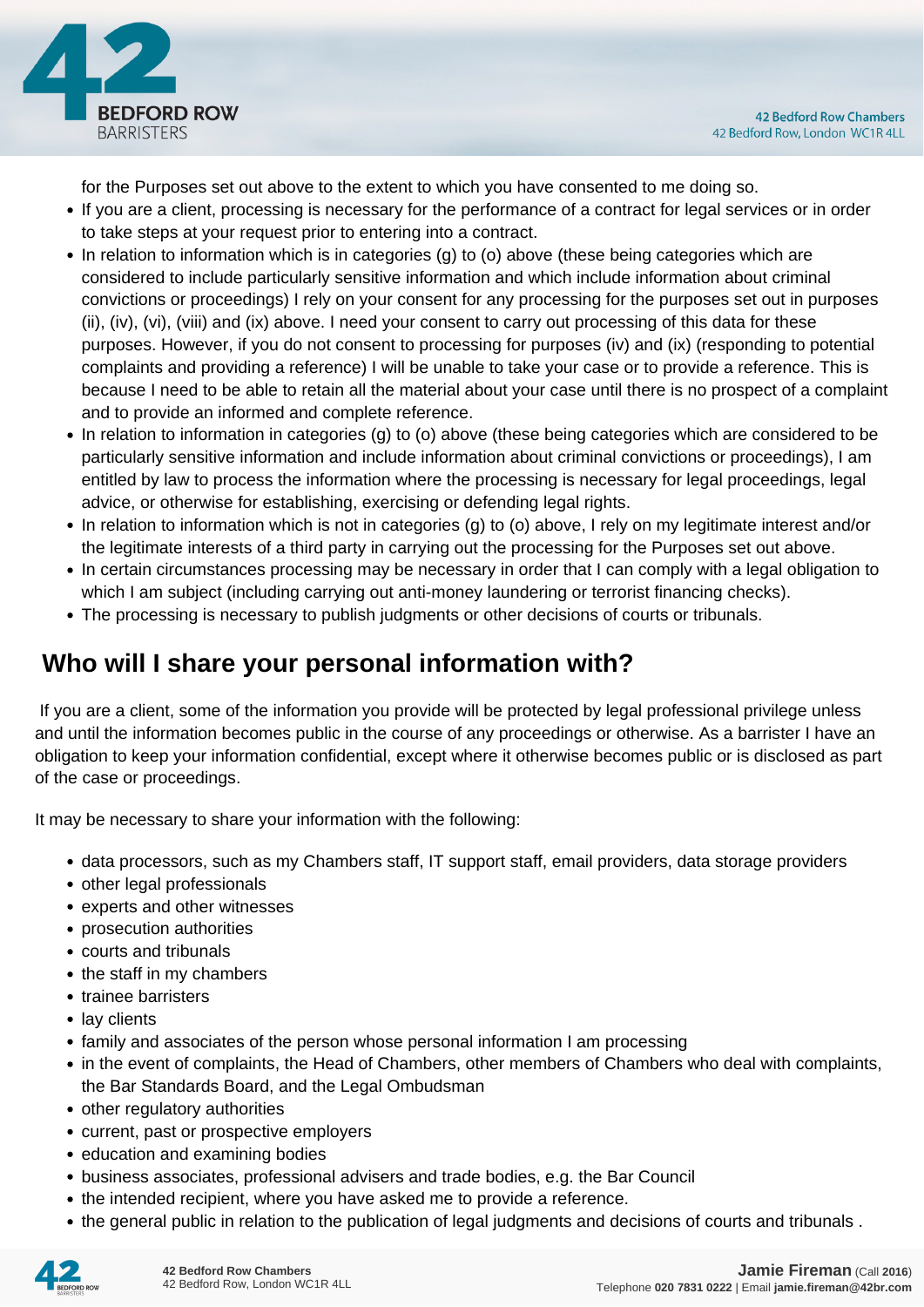for the Purposes set out above to the extent to which you have consented to me doing so.

- If you are a client, processing is necessary for the performance of a contract for legal services or in order to take steps at your request prior to entering into a contract.
- In relation to information which is in categories (g) to (o) above (these being categories which are considered to include particularly sensitive information and which include information about criminal convictions or proceedings) I rely on your consent for any processing for the purposes set out in purposes (ii), (iv), (vi), (viii) and (ix) above. I need your consent to carry out processing of this data for these purposes. However, if you do not consent to processing for purposes (iv) and (ix) (responding to potential complaints and providing a reference) I will be unable to take your case or to provide a reference. This is because I need to be able to retain all the material about your case until there is no prospect of a complaint and to provide an informed and complete reference.
- In relation to information in categories (g) to (o) above (these being categories which are considered to be particularly sensitive information and include information about criminal convictions or proceedings), I am entitled by law to process the information where the processing is necessary for legal proceedings, legal advice, or otherwise for establishing, exercising or defending legal rights.
- In relation to information which is not in categories (g) to (o) above, I rely on my legitimate interest and/or the legitimate interests of a third party in carrying out the processing for the Purposes set out above.
- In certain circumstances processing may be necessary in order that I can comply with a legal obligation to which I am subject (including carrying out anti-money laundering or terrorist financing checks).
- The processing is necessary to publish judgments or other decisions of courts or tribunals.

## Who will I share your personal information with?

If you are a client, some of the information you provide will be protected by legal professional privilege unless and until the information becomes public in the course of any proceedings or otherwise. As a barrister I have an obligation to keep your information confidential, except where it otherwise becomes public or is disclosed as part of the case or proceedings.

It may be necessary to share your information with the following:

- data processors, such as my Chambers staff, IT support staff, email providers, data storage providers
- other legal professionals
- experts and other witnesses
- prosecution authorities
- courts and tribunals
- the staff in my chambers
- trainee barristers
- lay clients
- family and associates of the person whose personal information I am processing
- in the event of complaints, the Head of Chambers, other members of Chambers who deal with complaints, the Bar Standards Board, and the Legal Ombudsman
- other regulatory authorities
- current, past or prospective employers
- education and examining bodies
- business associates, professional advisers and trade bodies, e.g. the Bar Council
- the intended recipient, where you have asked me to provide a reference.
- the general public in relation to the publication of legal judgments and decisions of courts and tribunals .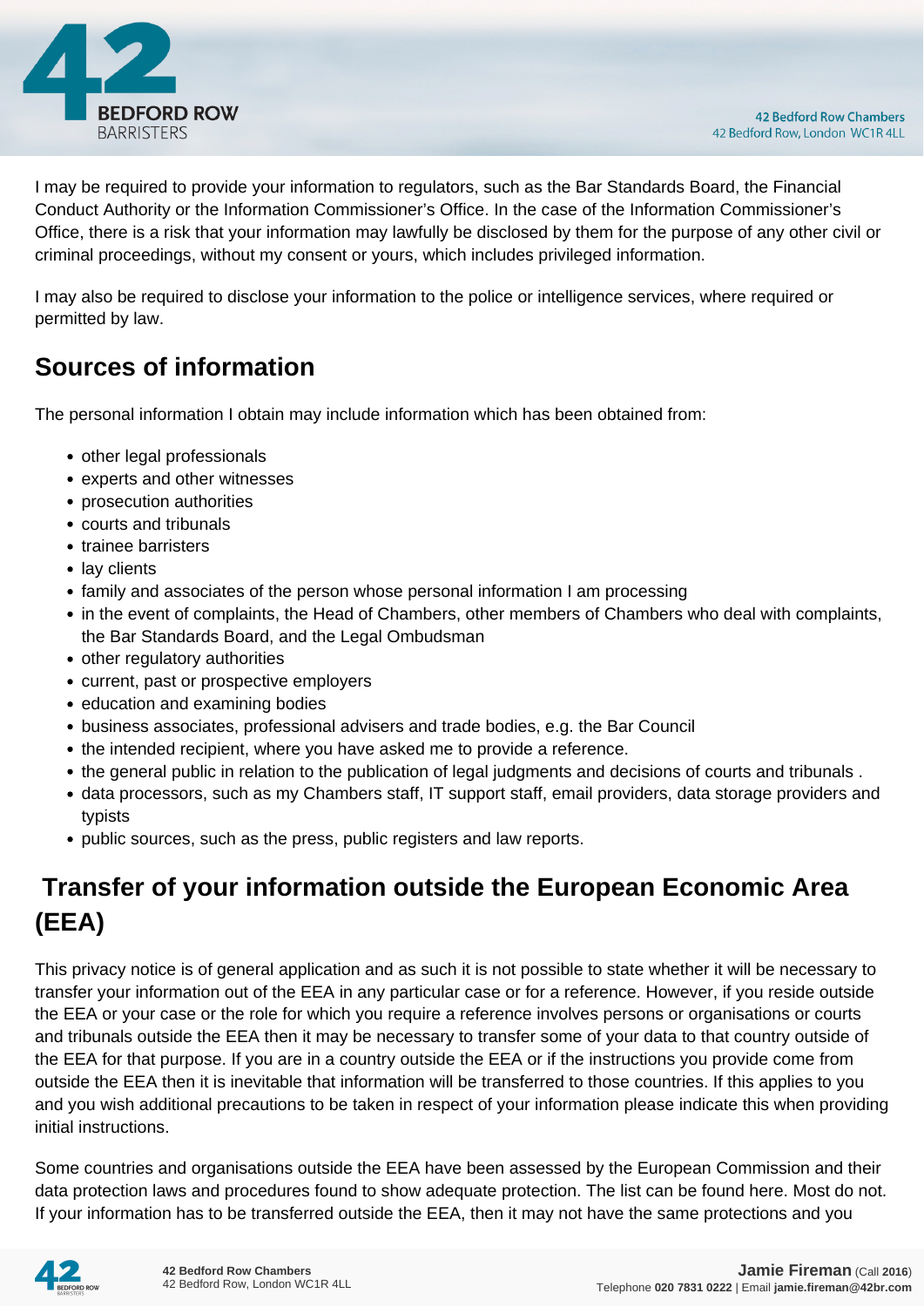I may be required to provide your information to regulators, such as the Bar Standards Board, the Financial Conduct Authority or the Information Commissioner's Office. In the case of the Information Commissioner's Office, there is a risk that your information may lawfully be disclosed by them for the purpose of any other civil or criminal proceedings, without my consent or yours, which includes privileged information.

I may also be required to disclose your information to the police or intelligence services, where required or permitted by law.

## Sources of information

The personal information I obtain may include information which has been obtained from:

- other legal professionals
- experts and other witnesses
- prosecution authorities
- courts and tribunals
- trainee barristers
- lay clients
- family and associates of the person whose personal information I am processing
- in the event of complaints, the Head of Chambers, other members of Chambers who deal with complaints, the Bar Standards Board, and the Legal Ombudsman
- other regulatory authorities
- current, past or prospective employers
- education and examining bodies
- business associates, professional advisers and trade bodies, e.g. the Bar Council
- the intended recipient, where you have asked me to provide a reference.
- the general public in relation to the publication of legal judgments and decisions of courts and tribunals .
- data processors, such as my Chambers staff, IT support staff, email providers, data storage providers and typists
- public sources, such as the press, public registers and law reports.

## Transfer of your information outside the European Economic Area (EEA)

This privacy notice is of general application and as such it is not possible to state whether it will be necessary to transfer your information out of the EEA in any particular case or for a reference. However, if you reside outside the EEA or your case or the role for which you require a reference involves persons or organisations or courts and tribunals outside the EEA then it may be necessary to transfer some of your data to that country outside of the EEA for that purpose. If you are in a country outside the EEA or if the instructions you provide come from outside the EEA then it is inevitable that information will be transferred to those countries. If this applies to you and you wish additional precautions to be taken in respect of your information please indicate this when providing initial instructions.

Some countries and organisations outside the EEA have been assessed by the European Commission and their data protection laws and procedures found to show adequate protection. The list can be found here. Most do not. If your information has to be transferred outside the EEA, then it may not have the same protections and you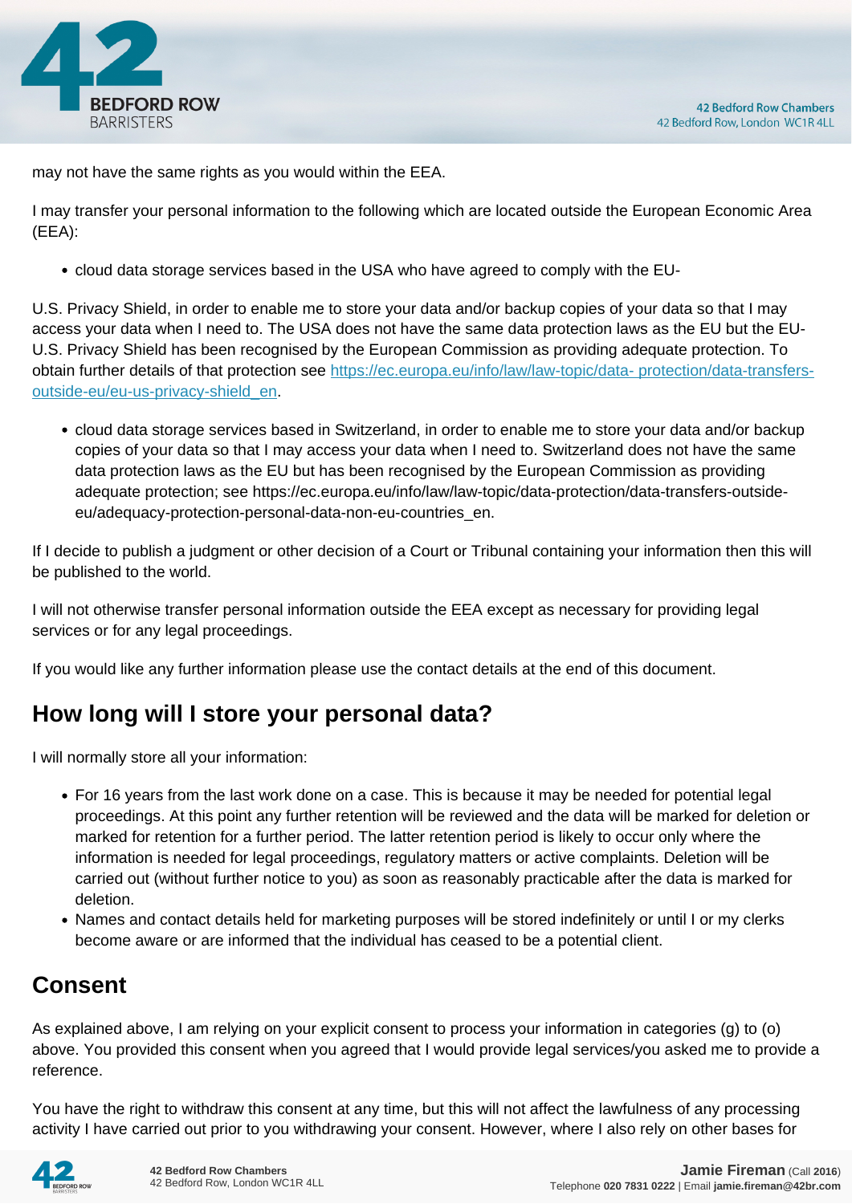may not have the same rights as you would within the EEA.

I may transfer your personal information to the following which are located outside the European Economic Area (EEA):

- cloud data storage services based in the USA who have agreed to comply with the EU-

U.S. Privacy Shield, in order to enable me to store your data and/or backup copies of your data so that I may access your data when I need to. The USA does not have the same data protection laws as the EU but the EU-U.S. Privacy Shield has been recognised by the European Commission as providing adequate protection. To obtain further details of that protection see [https://ec.europa.eu/info/law/law-topic/data- protection/data-transfers-outside-eu/eu-us-privacy-shield_en](https://ec.europa.eu/info/law/law-topic/data-protection/data-transfers-outside-eu/eu-us-privacy-shield_en).

- cloud data storage services based in Switzerland, in order to enable me to store your data and/or backup copies of your data so that I may access your data when I need to. Switzerland does not have the same data protection laws as the EU but has been recognised by the European Commission as providing adequate protection; see https://ec.europa.eu/info/law/law-topic/data-protection/data-transfers-outside-eu/adequacy-protection-personal-data-non-eu-countries_en.

If I decide to publish a judgment or other decision of a Court or Tribunal containing your information then this will be published to the world.

I will not otherwise transfer personal information outside the EEA except as necessary for providing legal services or for any legal proceedings.

If you would like any further information please use the contact details at the end of this document.

## How long will I store your personal data?

I will normally store all your information:

- For 16 years from the last work done on a case. This is because it may be needed for potential legal proceedings. At this point any further retention will be reviewed and the data will be marked for deletion or marked for retention for a further period. The latter retention period is likely to occur only where the information is needed for legal proceedings, regulatory matters or active complaints. Deletion will be carried out (without further notice to you) as soon as reasonably practicable after the data is marked for deletion.
- Names and contact details held for marketing purposes will be stored indefinitely or until I or my clerks become aware or are informed that the individual has ceased to be a potential client.

## Consent

As explained above, I am relying on your explicit consent to process your information in categories (g) to (o) above. You provided this consent when you agreed that I would provide legal services/you asked me to provide a reference.

You have the right to withdraw this consent at any time, but this will not affect the lawfulness of any processing activity I have carried out prior to you withdrawing your consent. However, where I also rely on other bases for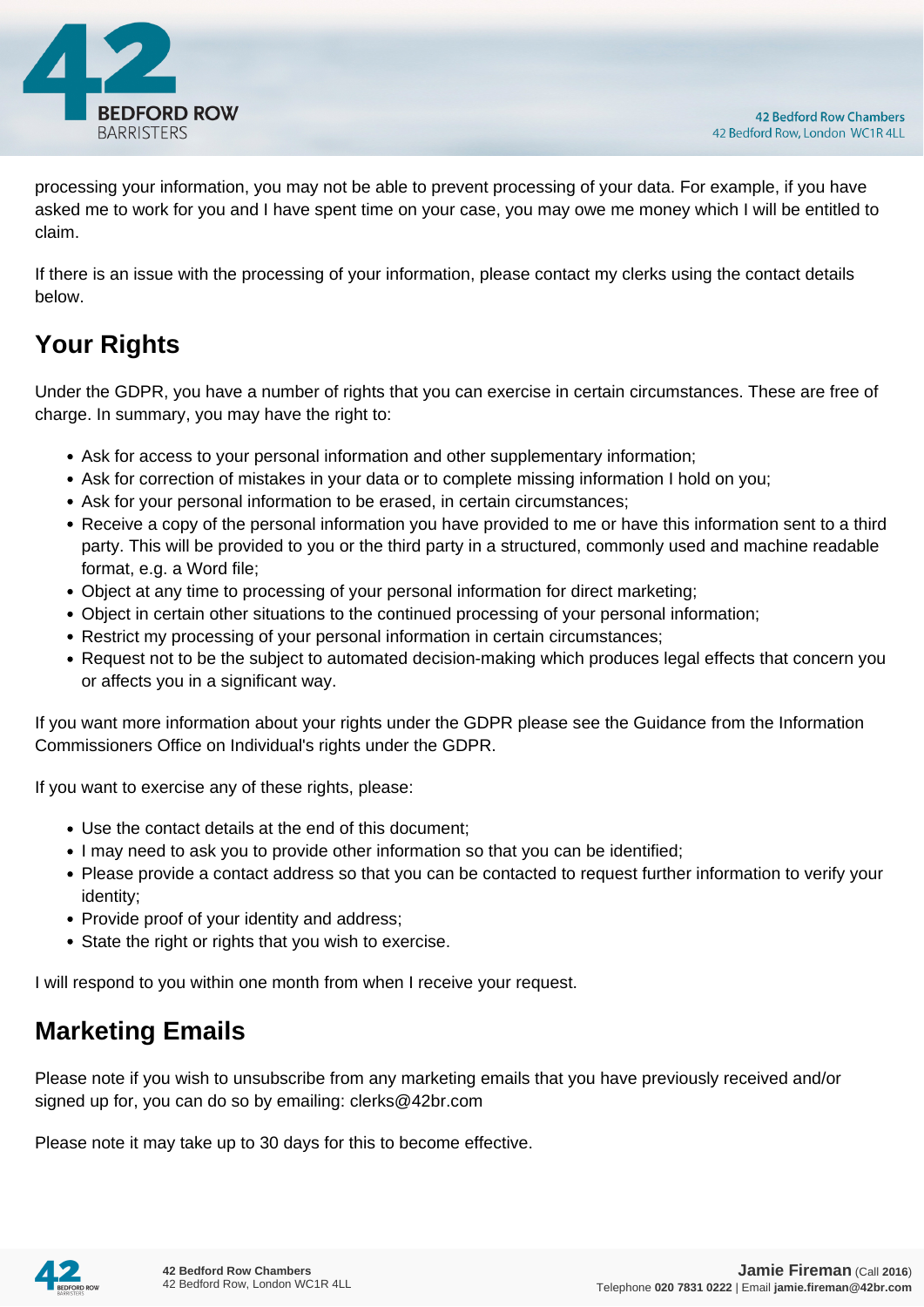processing your information, you may not be able to prevent processing of your data. For example, if you have asked me to work for you and I have spent time on your case, you may owe me money which I will be entitled to claim.

If there is an issue with the processing of your information, please contact my clerks using the contact details below.

## Your Rights

Under the GDPR, you have a number of rights that you can exercise in certain circumstances. These are free of charge. In summary, you may have the right to:

- Ask for access to your personal information and other supplementary information;
- Ask for correction of mistakes in your data or to complete missing information I hold on you;
- Ask for your personal information to be erased, in certain circumstances;
- Receive a copy of the personal information you have provided to me or have this information sent to a third party. This will be provided to you or the third party in a structured, commonly used and machine readable format, e.g. a Word file;
- Object at any time to processing of your personal information for direct marketing;
- Object in certain other situations to the continued processing of your personal information;
- Restrict my processing of your personal information in certain circumstances;
- Request not to be the subject to automated decision-making which produces legal effects that concern you or affects you in a significant way.

If you want more information about your rights under the GDPR please see the Guidance from the Information Commissioners Office on Individual's rights under the GDPR.

If you want to exercise any of these rights, please:

- Use the contact details at the end of this document;
- I may need to ask you to provide other information so that you can be identified;
- Please provide a contact address so that you can be contacted to request further information to verify your identity;
- Provide proof of your identity and address;
- State the right or rights that you wish to exercise.

I will respond to you within one month from when I receive your request.

## Marketing Emails

Please note if you wish to unsubscribe from any marketing emails that you have previously received and/or signed up for, you can do so by emailing: clerks@42br.com

Please note it may take up to 30 days for this to become effective.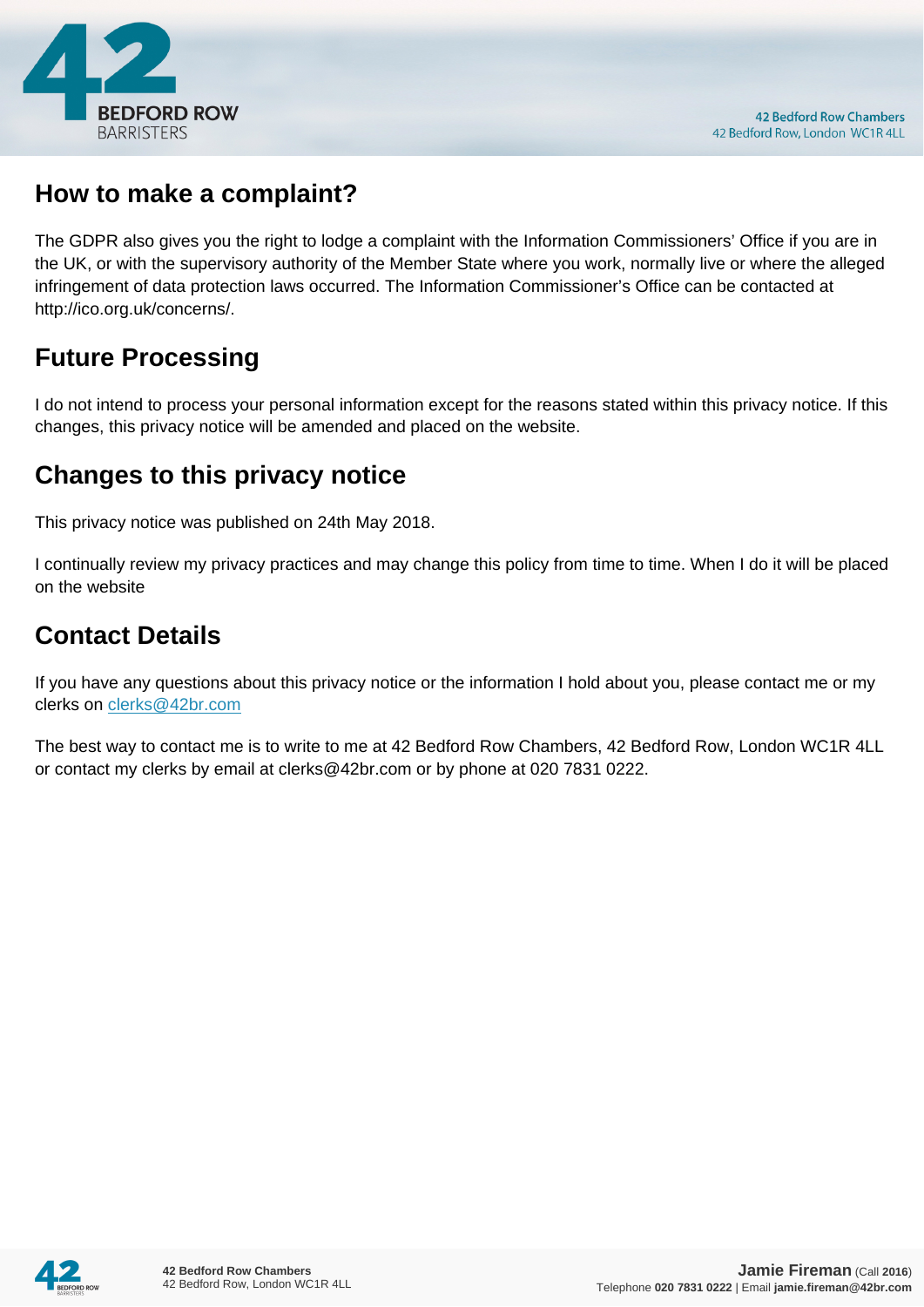## How to make a complaint?

The GDPR also gives you the right to lodge a complaint with the Information Commissioners' Office if you are in the UK, or with the supervisory authority of the Member State where you work, normally live or where the alleged infringement of data protection laws occurred. The Information Commissioner's Office can be contacted at http://ico.org.uk/concerns/.

## Future Processing

I do not intend to process your personal information except for the reasons stated within this privacy notice. If this changes, this privacy notice will be amended and placed on the website.

## Changes to this privacy notice

This privacy notice was published on 24th May 2018.

I continually review my privacy practices and may change this policy from time to time. When I do it will be placed on the website

## Contact Details

If you have any questions about this privacy notice or the information I hold about you, please contact me or my clerks on clerks@42br.com

The best way to contact me is to write to me at 42 Bedford Row Chambers, 42 Bedford Row, London WC1R 4LL or contact my clerks by email at clerks@42br.com or by phone at 020 7831 0222.